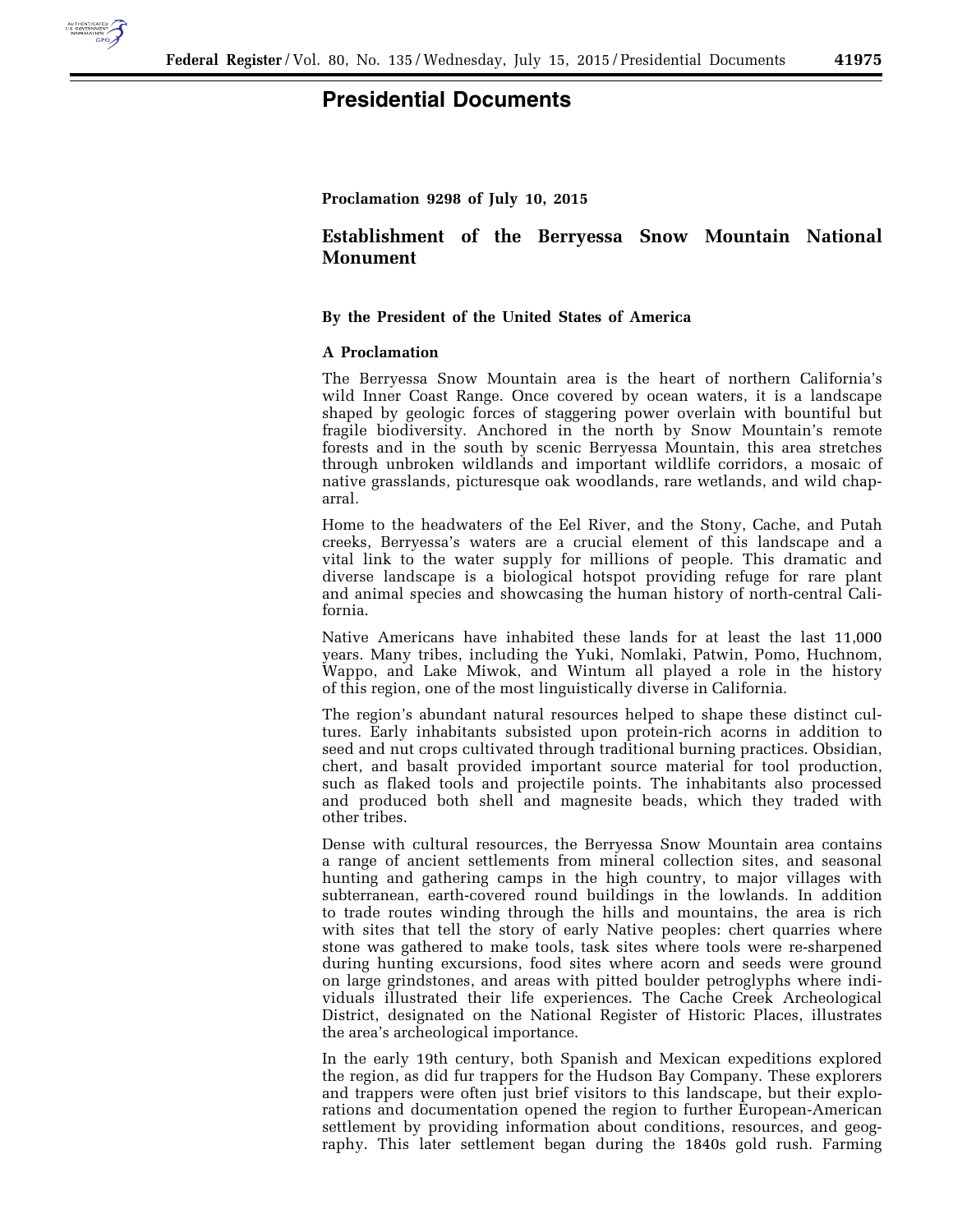# Presidential Documents

**Proclamation 9298 of July 10, 2015**

## Establishment of the Berryessa Snow Mountain National Monument

**By the President of the United States of America**

**A Proclamation**

The Berryessa Snow Mountain area is the heart of northern California's wild Inner Coast Range. Once covered by ocean waters, it is a landscape shaped by geologic forces of staggering power overlain with bountiful but fragile biodiversity. Anchored in the north by Snow Mountain's remote forests and in the south by scenic Berryessa Mountain, this area stretches through unbroken wildlands and important wildlife corridors, a mosaic of native grasslands, picturesque oak woodlands, rare wetlands, and wild chaparral.

Home to the headwaters of the Eel River, and the Stony, Cache, and Putah creeks, Berryessa's waters are a crucial element of this landscape and a vital link to the water supply for millions of people. This dramatic and diverse landscape is a biological hotspot providing refuge for rare plant and animal species and showcasing the human history of north-central California.

Native Americans have inhabited these lands for at least the last 11,000 years. Many tribes, including the Yuki, Nomlaki, Patwin, Pomo, Huchnom, Wappo, and Lake Miwok, and Wintum all played a role in the history of this region, one of the most linguistically diverse in California.

The region's abundant natural resources helped to shape these distinct cultures. Early inhabitants subsisted upon protein-rich acorns in addition to seed and nut crops cultivated through traditional burning practices. Obsidian, chert, and basalt provided important source material for tool production, such as flaked tools and projectile points. The inhabitants also processed and produced both shell and magnesite beads, which they traded with other tribes.

Dense with cultural resources, the Berryessa Snow Mountain area contains a range of ancient settlements from mineral collection sites, and seasonal hunting and gathering camps in the high country, to major villages with subterranean, earth-covered round buildings in the lowlands. In addition to trade routes winding through the hills and mountains, the area is rich with sites that tell the story of early Native peoples: chert quarries where stone was gathered to make tools, task sites where tools were re-sharpened during hunting excursions, food sites where acorn and seeds were ground on large grindstones, and areas with pitted boulder petroglyphs where individuals illustrated their life experiences. The Cache Creek Archeological District, designated on the National Register of Historic Places, illustrates the area's archeological importance.

In the early 19th century, both Spanish and Mexican expeditions explored the region, as did fur trappers for the Hudson Bay Company. These explorers and trappers were often just brief visitors to this landscape, but their explorations and documentation opened the region to further European-American settlement by providing information about conditions, resources, and geography. This later settlement began during the 1840s gold rush. Farming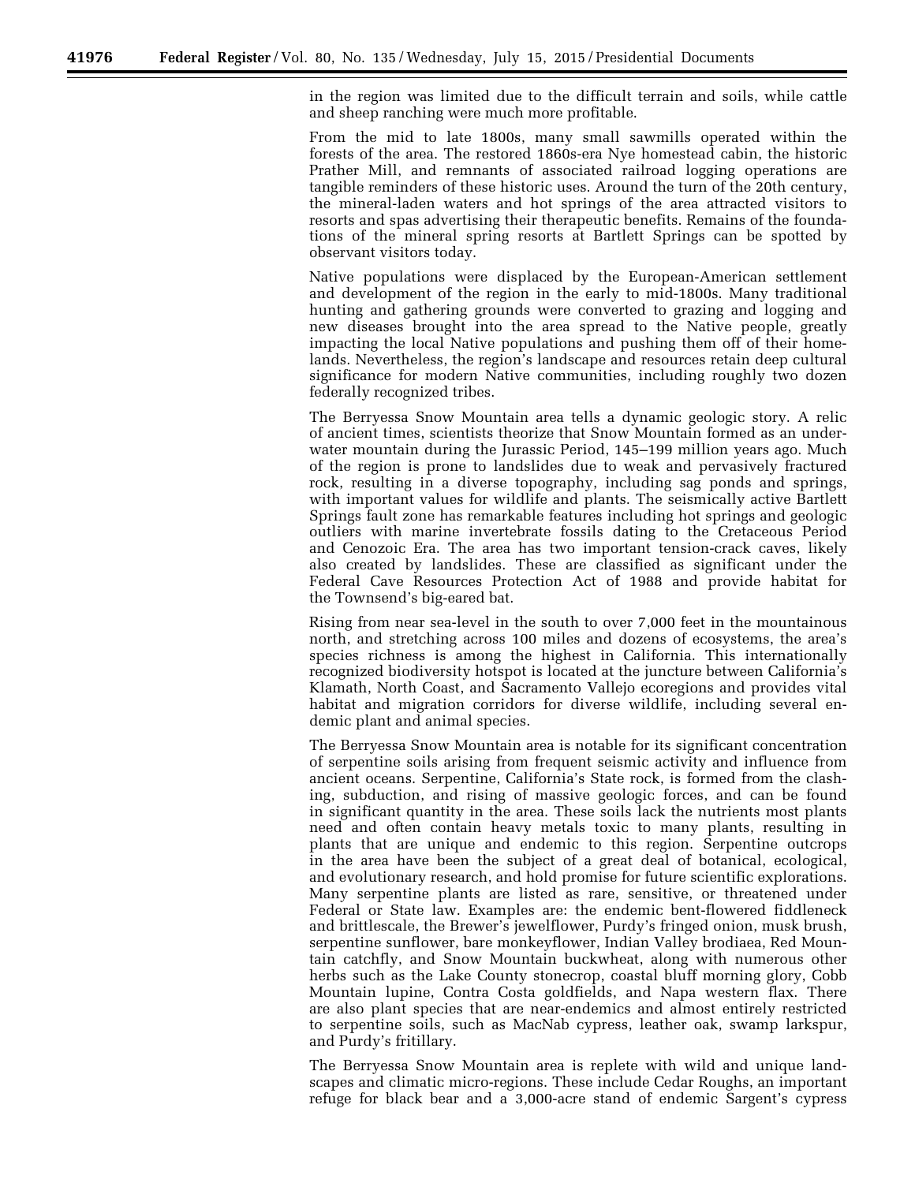in the region was limited due to the difficult terrain and soils, while cattle and sheep ranching were much more profitable.

From the mid to late 1800s, many small sawmills operated within the forests of the area. The restored 1860s-era Nye homestead cabin, the historic Prather Mill, and remnants of associated railroad logging operations are tangible reminders of these historic uses. Around the turn of the 20th century, the mineral-laden waters and hot springs of the area attracted visitors to resorts and spas advertising their therapeutic benefits. Remains of the foundations of the mineral spring resorts at Bartlett Springs can be spotted by observant visitors today.

Native populations were displaced by the European-American settlement and development of the region in the early to mid-1800s. Many traditional hunting and gathering grounds were converted to grazing and logging and new diseases brought into the area spread to the Native people, greatly impacting the local Native populations and pushing them off of their homelands. Nevertheless, the region's landscape and resources retain deep cultural significance for modern Native communities, including roughly two dozen federally recognized tribes.

The Berryessa Snow Mountain area tells a dynamic geologic story. A relic of ancient times, scientists theorize that Snow Mountain formed as an underwater mountain during the Jurassic Period, 145–199 million years ago. Much of the region is prone to landslides due to weak and pervasively fractured rock, resulting in a diverse topography, including sag ponds and springs, with important values for wildlife and plants. The seismically active Bartlett Springs fault zone has remarkable features including hot springs and geologic outliers with marine invertebrate fossils dating to the Cretaceous Period and Cenozoic Era. The area has two important tension-crack caves, likely also created by landslides. These are classified as significant under the Federal Cave Resources Protection Act of 1988 and provide habitat for the Townsend's big-eared bat.

Rising from near sea-level in the south to over 7,000 feet in the mountainous north, and stretching across 100 miles and dozens of ecosystems, the area's species richness is among the highest in California. This internationally recognized biodiversity hotspot is located at the juncture between California's Klamath, North Coast, and Sacramento Vallejo ecoregions and provides vital habitat and migration corridors for diverse wildlife, including several endemic plant and animal species.

The Berryessa Snow Mountain area is notable for its significant concentration of serpentine soils arising from frequent seismic activity and influence from ancient oceans. Serpentine, California's State rock, is formed from the clashing, subduction, and rising of massive geologic forces, and can be found in significant quantity in the area. These soils lack the nutrients most plants need and often contain heavy metals toxic to many plants, resulting in plants that are unique and endemic to this region. Serpentine outcrops in the area have been the subject of a great deal of botanical, ecological, and evolutionary research, and hold promise for future scientific explorations. Many serpentine plants are listed as rare, sensitive, or threatened under Federal or State law. Examples are: the endemic bent-flowered fiddleneck and brittlescale, the Brewer's jewelflower, Purdy's fringed onion, musk brush, serpentine sunflower, bare monkeyflower, Indian Valley brodiaea, Red Mountain catchfly, and Snow Mountain buckwheat, along with numerous other herbs such as the Lake County stonecrop, coastal bluff morning glory, Cobb Mountain lupine, Contra Costa goldfields, and Napa western flax. There are also plant species that are near-endemics and almost entirely restricted to serpentine soils, such as MacNab cypress, leather oak, swamp larkspur, and Purdy's fritillary.

The Berryessa Snow Mountain area is replete with wild and unique landscapes and climatic micro-regions. These include Cedar Roughs, an important refuge for black bear and a 3,000-acre stand of endemic Sargent's cypress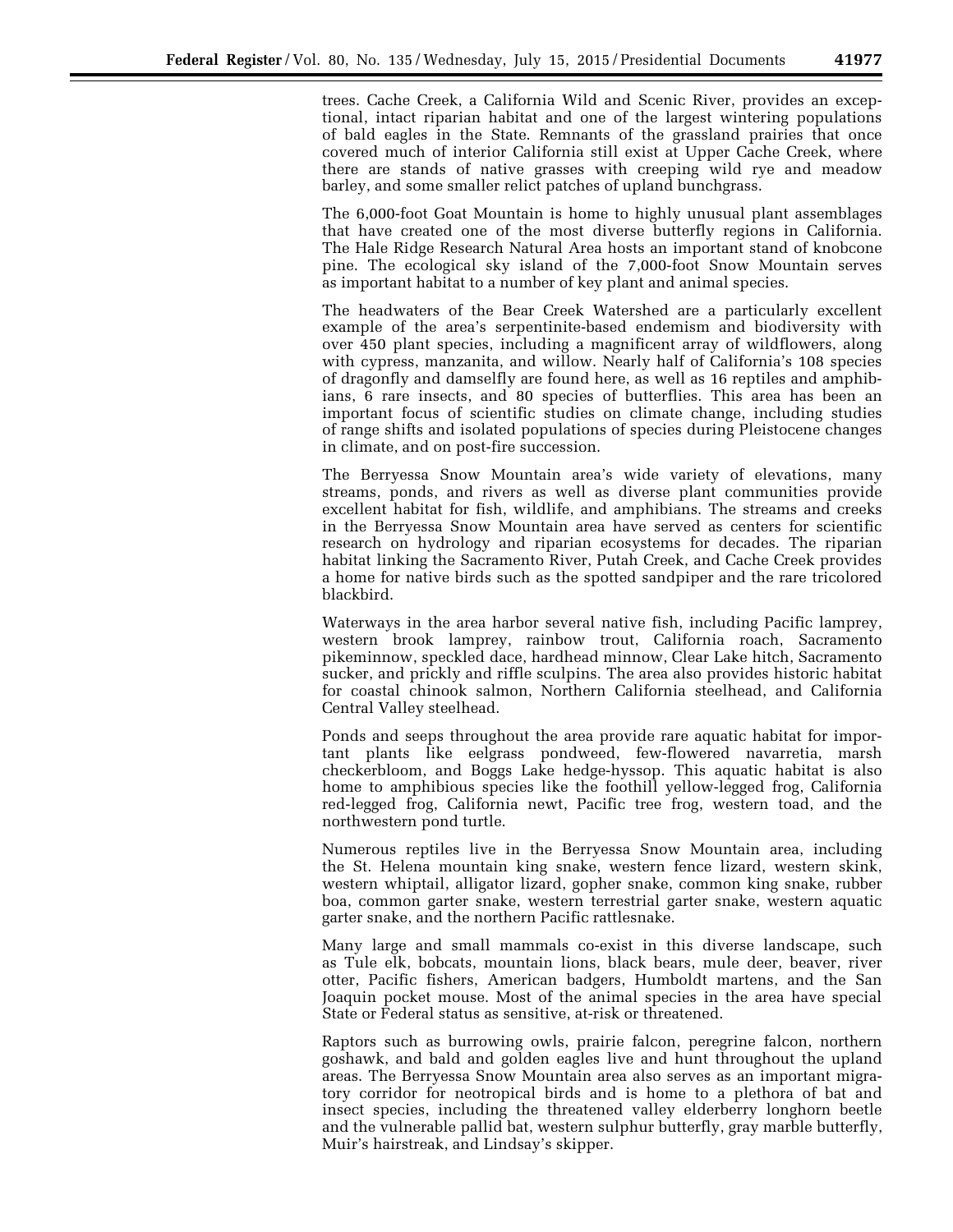trees. Cache Creek, a California Wild and Scenic River, provides an exceptional, intact riparian habitat and one of the largest wintering populations of bald eagles in the State. Remnants of the grassland prairies that once covered much of interior California still exist at Upper Cache Creek, where there are stands of native grasses with creeping wild rye and meadow barley, and some smaller relict patches of upland bunchgrass.

The 6,000-foot Goat Mountain is home to highly unusual plant assemblages that have created one of the most diverse butterfly regions in California. The Hale Ridge Research Natural Area hosts an important stand of knobcone pine. The ecological sky island of the 7,000-foot Snow Mountain serves as important habitat to a number of key plant and animal species.

The headwaters of the Bear Creek Watershed are a particularly excellent example of the area's serpentinite-based endemism and biodiversity with over 450 plant species, including a magnificent array of wildflowers, along with cypress, manzanita, and willow. Nearly half of California's 108 species of dragonfly and damselfly are found here, as well as 16 reptiles and amphibians, 6 rare insects, and 80 species of butterflies. This area has been an important focus of scientific studies on climate change, including studies of range shifts and isolated populations of species during Pleistocene changes in climate, and on post-fire succession.

The Berryessa Snow Mountain area's wide variety of elevations, many streams, ponds, and rivers as well as diverse plant communities provide excellent habitat for fish, wildlife, and amphibians. The streams and creeks in the Berryessa Snow Mountain area have served as centers for scientific research on hydrology and riparian ecosystems for decades. The riparian habitat linking the Sacramento River, Putah Creek, and Cache Creek provides a home for native birds such as the spotted sandpiper and the rare tricolored blackbird.

Waterways in the area harbor several native fish, including Pacific lamprey, western brook lamprey, rainbow trout, California roach, Sacramento pikeminnow, speckled dace, hardhead minnow, Clear Lake hitch, Sacramento sucker, and prickly and riffle sculpins. The area also provides historic habitat for coastal chinook salmon, Northern California steelhead, and California Central Valley steelhead.

Ponds and seeps throughout the area provide rare aquatic habitat for important plants like eelgrass pondweed, few-flowered navarretia, marsh checkerbloom, and Boggs Lake hedge-hyssop. This aquatic habitat is also home to amphibious species like the foothill yellow-legged frog, California red-legged frog, California newt, Pacific tree frog, western toad, and the northwestern pond turtle.

Numerous reptiles live in the Berryessa Snow Mountain area, including the St. Helena mountain king snake, western fence lizard, western skink, western whiptail, alligator lizard, gopher snake, common king snake, rubber boa, common garter snake, western terrestrial garter snake, western aquatic garter snake, and the northern Pacific rattlesnake.

Many large and small mammals co-exist in this diverse landscape, such as Tule elk, bobcats, mountain lions, black bears, mule deer, beaver, river otter, Pacific fishers, American badgers, Humboldt martens, and the San Joaquin pocket mouse. Most of the animal species in the area have special State or Federal status as sensitive, at-risk or threatened.

Raptors such as burrowing owls, prairie falcon, peregrine falcon, northern goshawk, and bald and golden eagles live and hunt throughout the upland areas. The Berryessa Snow Mountain area also serves as an important migratory corridor for neotropical birds and is home to a plethora of bat and insect species, including the threatened valley elderberry longhorn beetle and the vulnerable pallid bat, western sulphur butterfly, gray marble butterfly, Muir's hairstreak, and Lindsay's skipper.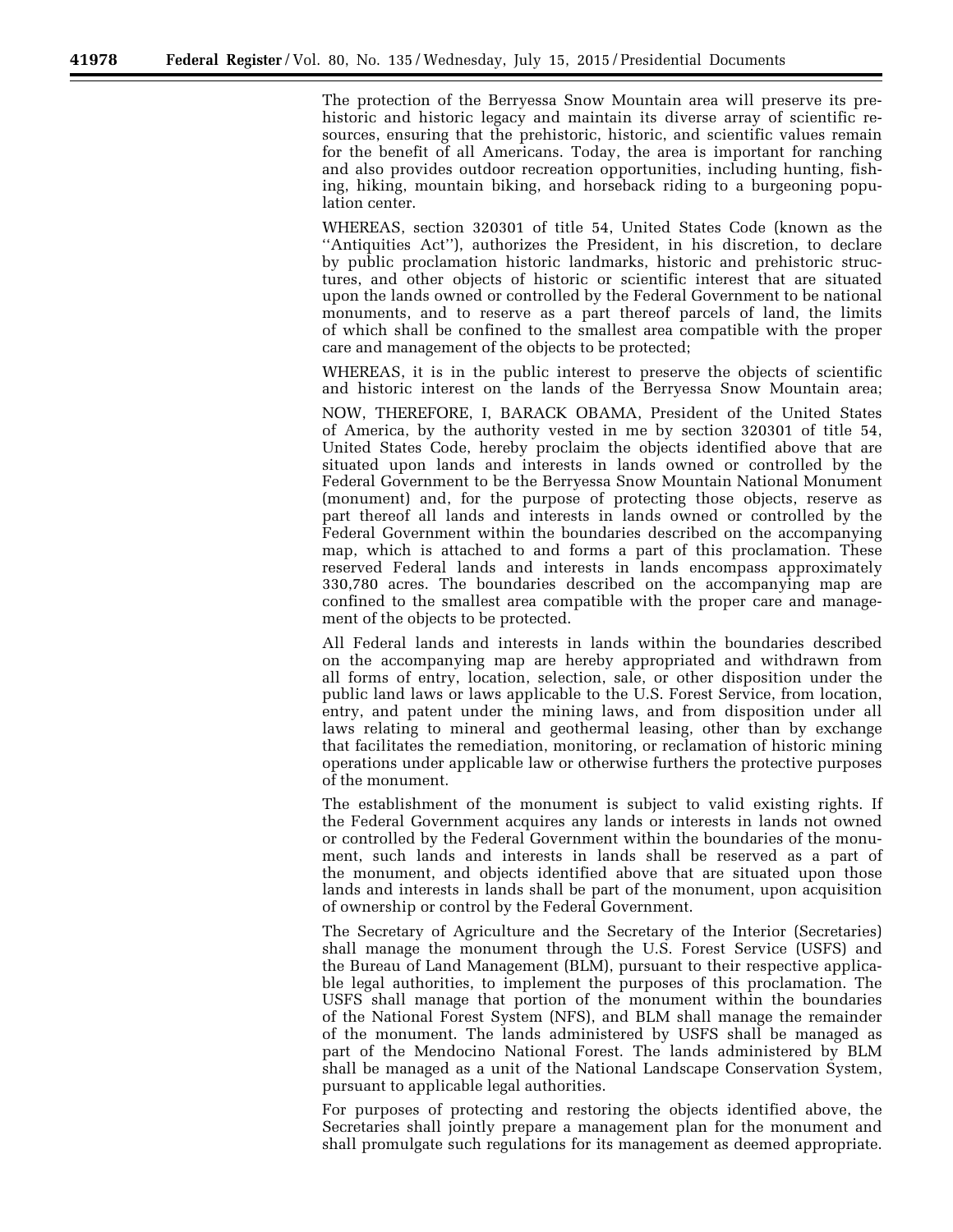The protection of the Berryessa Snow Mountain area will preserve its prehistoric and historic legacy and maintain its diverse array of scientific resources, ensuring that the prehistoric, historic, and scientific values remain for the benefit of all Americans. Today, the area is important for ranching and also provides outdoor recreation opportunities, including hunting, fishing, hiking, mountain biking, and horseback riding to a burgeoning population center.

WHEREAS, section 320301 of title 54, United States Code (known as the ''Antiquities Act''), authorizes the President, in his discretion, to declare by public proclamation historic landmarks, historic and prehistoric structures, and other objects of historic or scientific interest that are situated upon the lands owned or controlled by the Federal Government to be national monuments, and to reserve as a part thereof parcels of land, the limits of which shall be confined to the smallest area compatible with the proper care and management of the objects to be protected;

WHEREAS, it is in the public interest to preserve the objects of scientific and historic interest on the lands of the Berryessa Snow Mountain area;

NOW, THEREFORE, I, BARACK OBAMA, President of the United States of America, by the authority vested in me by section 320301 of title 54, United States Code, hereby proclaim the objects identified above that are situated upon lands and interests in lands owned or controlled by the Federal Government to be the Berryessa Snow Mountain National Monument (monument) and, for the purpose of protecting those objects, reserve as part thereof all lands and interests in lands owned or controlled by the Federal Government within the boundaries described on the accompanying map, which is attached to and forms a part of this proclamation. These reserved Federal lands and interests in lands encompass approximately 330,780 acres. The boundaries described on the accompanying map are confined to the smallest area compatible with the proper care and management of the objects to be protected.

All Federal lands and interests in lands within the boundaries described on the accompanying map are hereby appropriated and withdrawn from all forms of entry, location, selection, sale, or other disposition under the public land laws or laws applicable to the U.S. Forest Service, from location, entry, and patent under the mining laws, and from disposition under all laws relating to mineral and geothermal leasing, other than by exchange that facilitates the remediation, monitoring, or reclamation of historic mining operations under applicable law or otherwise furthers the protective purposes of the monument.

The establishment of the monument is subject to valid existing rights. If the Federal Government acquires any lands or interests in lands not owned or controlled by the Federal Government within the boundaries of the monument, such lands and interests in lands shall be reserved as a part of the monument, and objects identified above that are situated upon those lands and interests in lands shall be part of the monument, upon acquisition of ownership or control by the Federal Government.

The Secretary of Agriculture and the Secretary of the Interior (Secretaries) shall manage the monument through the U.S. Forest Service (USFS) and the Bureau of Land Management (BLM), pursuant to their respective applicable legal authorities, to implement the purposes of this proclamation. The USFS shall manage that portion of the monument within the boundaries of the National Forest System (NFS), and BLM shall manage the remainder of the monument. The lands administered by USFS shall be managed as part of the Mendocino National Forest. The lands administered by BLM shall be managed as a unit of the National Landscape Conservation System, pursuant to applicable legal authorities.

For purposes of protecting and restoring the objects identified above, the Secretaries shall jointly prepare a management plan for the monument and shall promulgate such regulations for its management as deemed appropriate.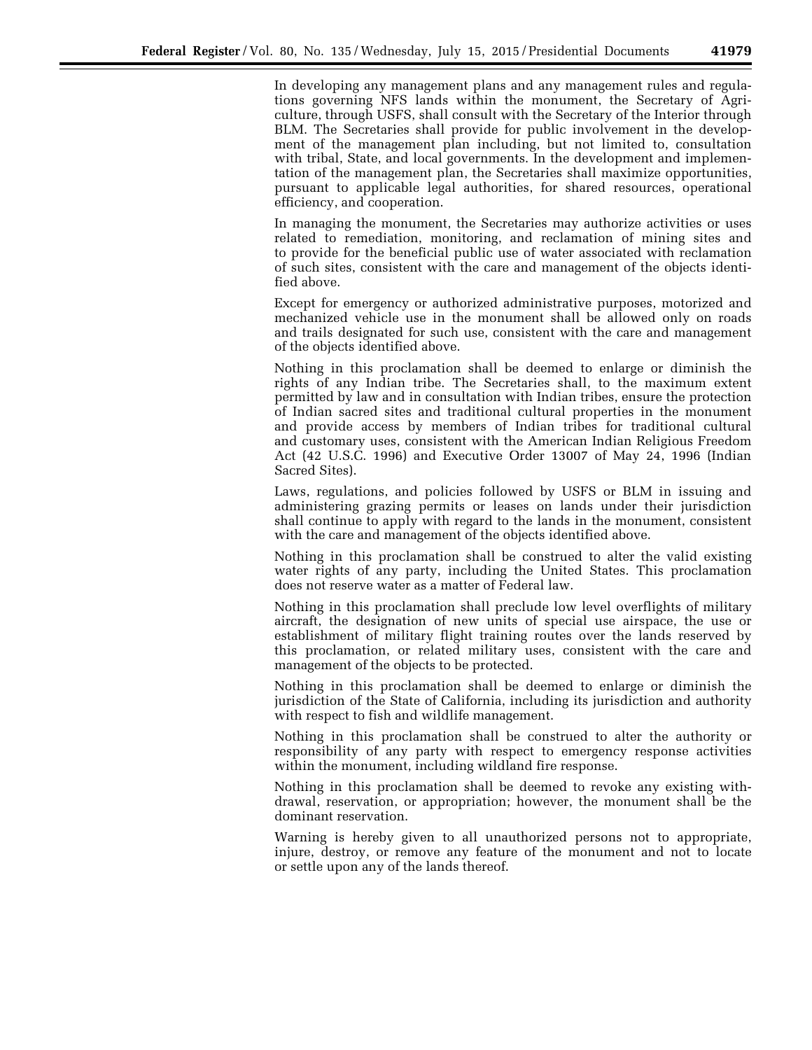In developing any management plans and any management rules and regulations governing NFS lands within the monument, the Secretary of Agriculture, through USFS, shall consult with the Secretary of the Interior through BLM. The Secretaries shall provide for public involvement in the development of the management plan including, but not limited to, consultation with tribal, State, and local governments. In the development and implementation of the management plan, the Secretaries shall maximize opportunities, pursuant to applicable legal authorities, for shared resources, operational efficiency, and cooperation.

In managing the monument, the Secretaries may authorize activities or uses related to remediation, monitoring, and reclamation of mining sites and to provide for the beneficial public use of water associated with reclamation of such sites, consistent with the care and management of the objects identified above.

Except for emergency or authorized administrative purposes, motorized and mechanized vehicle use in the monument shall be allowed only on roads and trails designated for such use, consistent with the care and management of the objects identified above.

Nothing in this proclamation shall be deemed to enlarge or diminish the rights of any Indian tribe. The Secretaries shall, to the maximum extent permitted by law and in consultation with Indian tribes, ensure the protection of Indian sacred sites and traditional cultural properties in the monument and provide access by members of Indian tribes for traditional cultural and customary uses, consistent with the American Indian Religious Freedom Act (42 U.S.C. 1996) and Executive Order 13007 of May 24, 1996 (Indian Sacred Sites).

Laws, regulations, and policies followed by USFS or BLM in issuing and administering grazing permits or leases on lands under their jurisdiction shall continue to apply with regard to the lands in the monument, consistent with the care and management of the objects identified above.

Nothing in this proclamation shall be construed to alter the valid existing water rights of any party, including the United States. This proclamation does not reserve water as a matter of Federal law.

Nothing in this proclamation shall preclude low level overflights of military aircraft, the designation of new units of special use airspace, the use or establishment of military flight training routes over the lands reserved by this proclamation, or related military uses, consistent with the care and management of the objects to be protected.

Nothing in this proclamation shall be deemed to enlarge or diminish the jurisdiction of the State of California, including its jurisdiction and authority with respect to fish and wildlife management.

Nothing in this proclamation shall be construed to alter the authority or responsibility of any party with respect to emergency response activities within the monument, including wildland fire response.

Nothing in this proclamation shall be deemed to revoke any existing withdrawal, reservation, or appropriation; however, the monument shall be the dominant reservation.

Warning is hereby given to all unauthorized persons not to appropriate, injure, destroy, or remove any feature of the monument and not to locate or settle upon any of the lands thereof.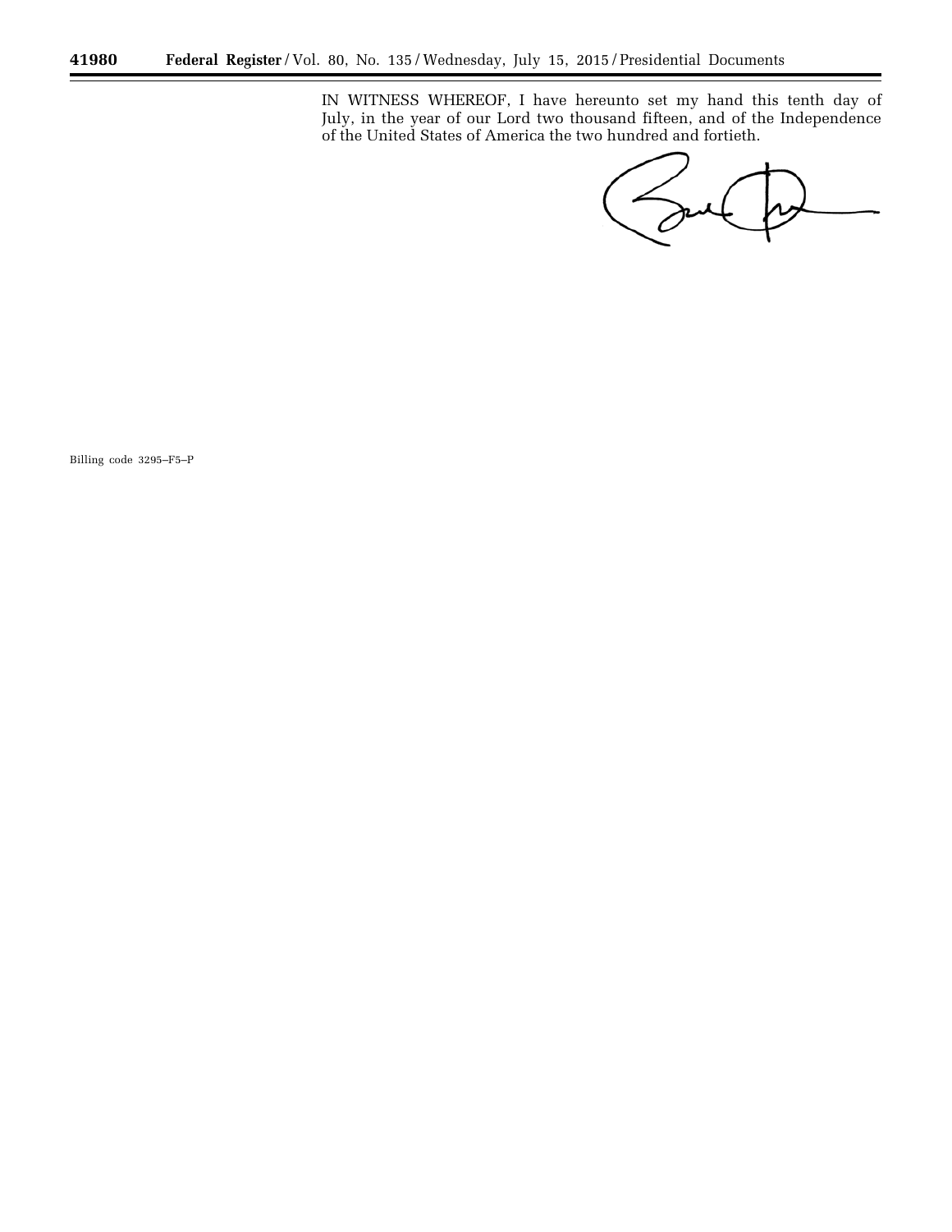IN WITNESS WHEREOF, I have hereunto set my hand this tenth day of July, in the year of our Lord two thousand fifteen, and of the Independence of the United States of America the two hundred and fortieth.

Billing code 3295–F5–P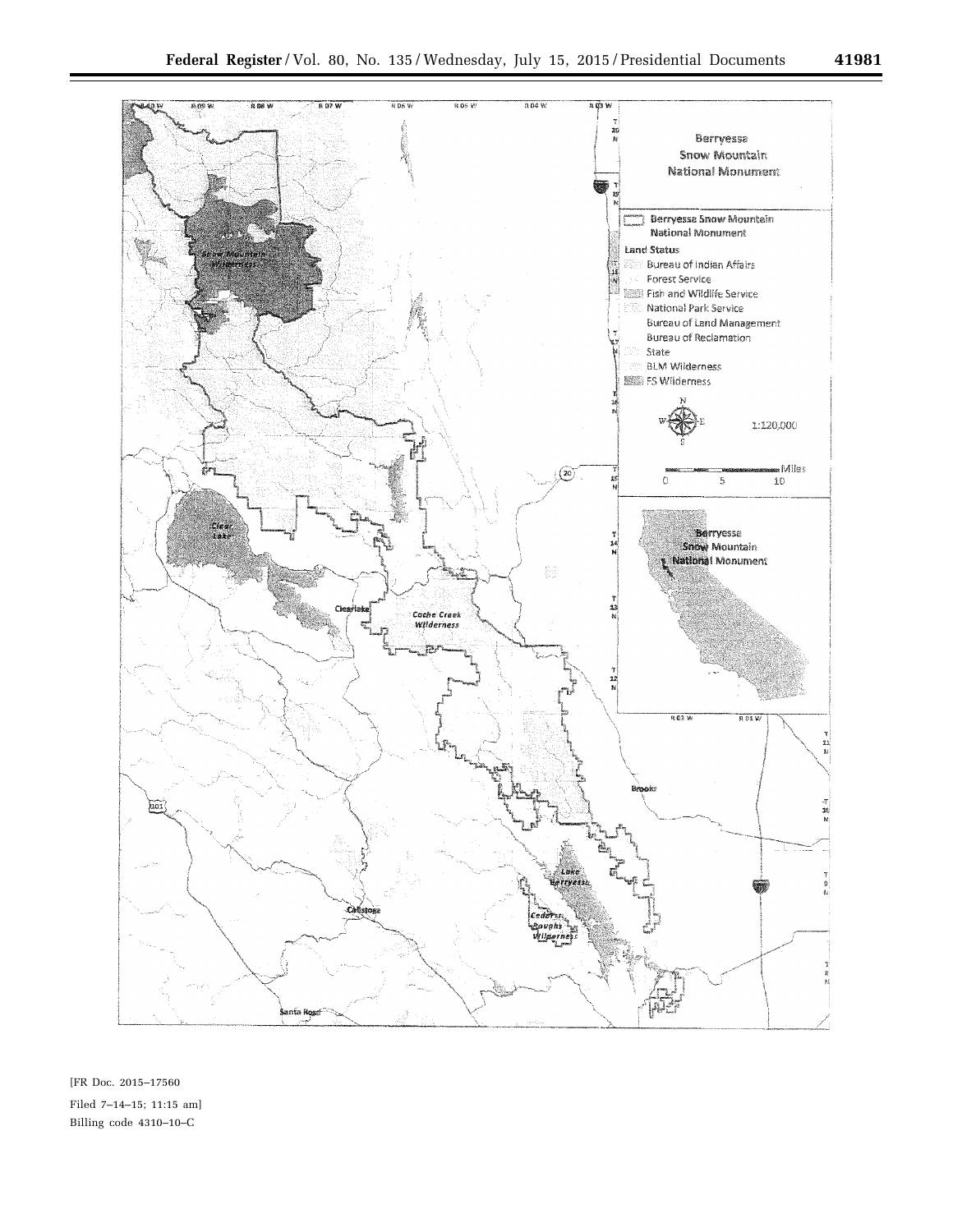Berryessa
Snow Mountain
National Monument

Berryessa Snow Mountain National Monument

Land Status

Bureau of Indian Affairs

Forest Service

Fish and Wildlife Service

National Park Service

Bureau of Land Management

Bureau of Reclamation

State

BLM Wilderness

FS Wilderness

1:120,000

Miles

0 5 10

Berryessa Snow Mountain National Monument

Snow Mountain Wilderness

Clear Lake

Clearlake

Cache Creek Wilderness

Brooks

Lake Berryessa

Calistoga

Cedar Roughs Wilderness

Santa Rosa

[FR Doc. 2015–17560
Filed 7–14–15; 11:15 am]
Billing code 4310–10–C